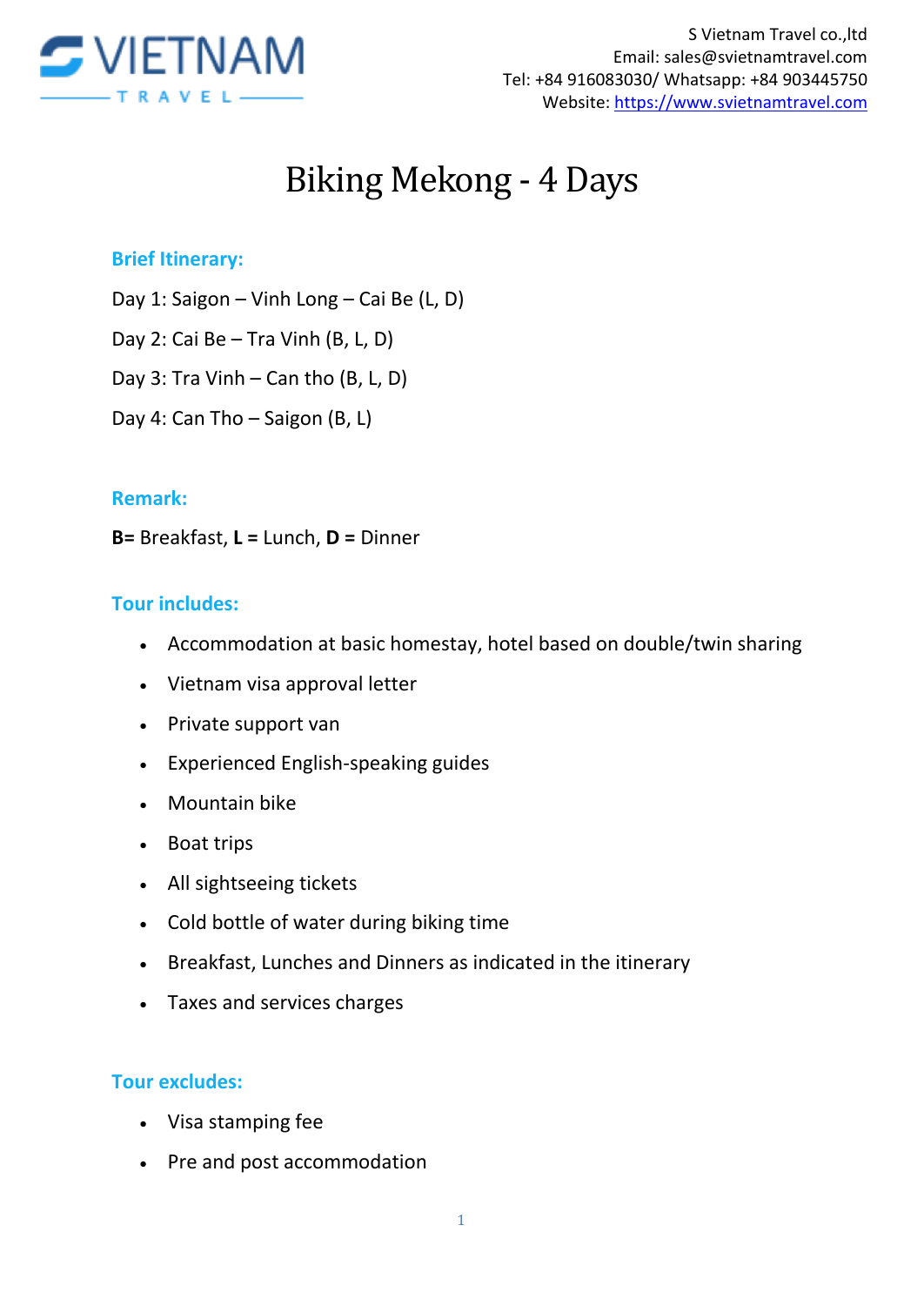S Vietnam Travel co.,ltd
Email: sales@svietnamtravel.com
Tel: +84 916083030/ Whatsapp: +84 903445750
Website: https://www.svietnamtravel.com

# Biking Mekong - 4 Days

## Brief Itinerary:

Day 1: Saigon – Vinh Long – Cai Be (L, D)

Day 2: Cai Be – Tra Vinh (B, L, D)

Day 3: Tra Vinh – Can tho (B, L, D)

Day 4: Can Tho – Saigon (B, L)

## Remark:

**B=** Breakfast, **L =** Lunch, **D =** Dinner

## Tour includes:

- Accommodation at basic homestay, hotel based on double/twin sharing
- Vietnam visa approval letter
- Private support van
- Experienced English-speaking guides
- Mountain bike
- Boat trips
- All sightseeing tickets
- Cold bottle of water during biking time
- Breakfast, Lunches and Dinners as indicated in the itinerary
- Taxes and services charges

## Tour excludes:

- Visa stamping fee
- Pre and post accommodation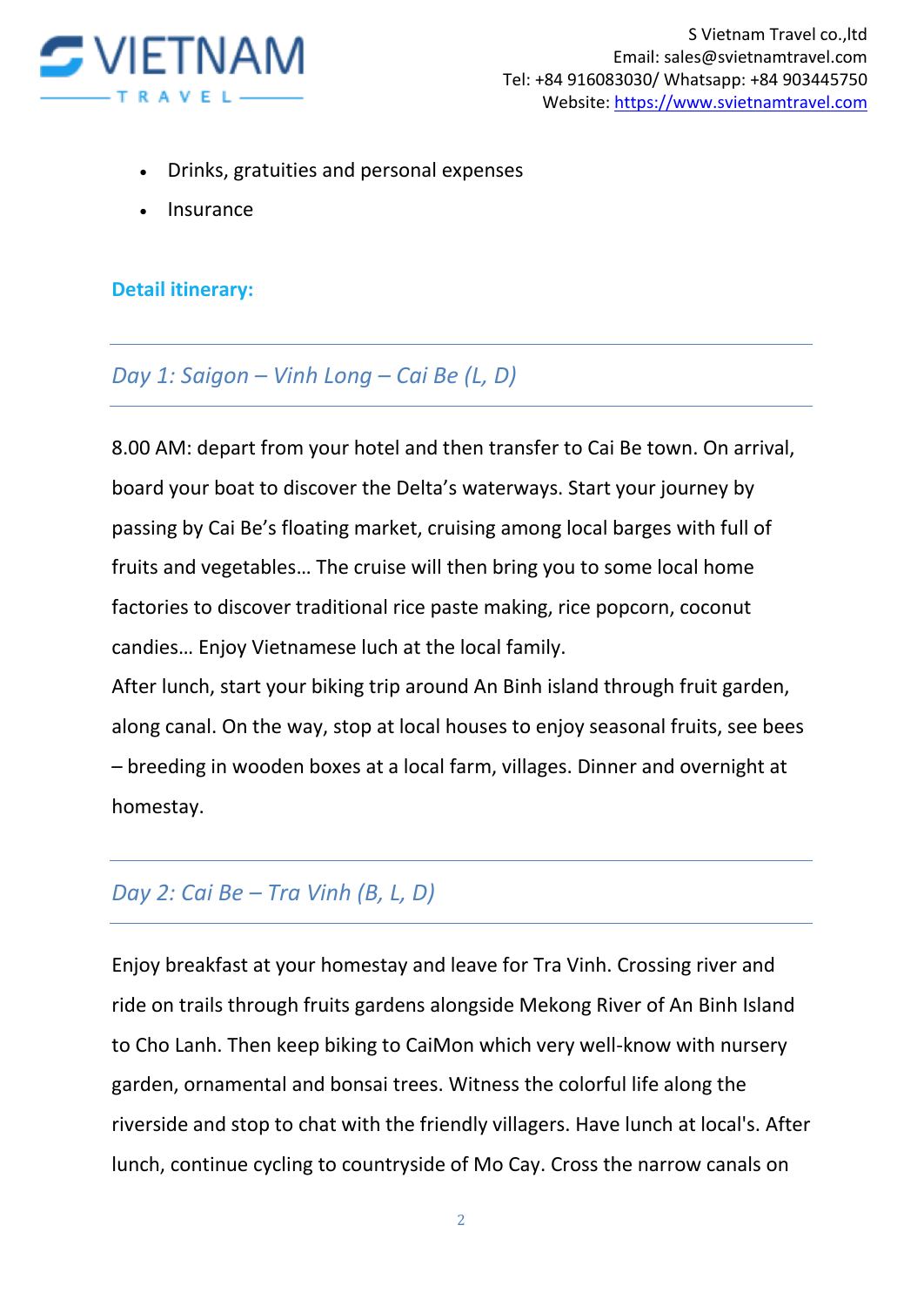- Drinks, gratuities and personal expenses
- Insurance

**Detail itinerary:**

## *Day 1: Saigon – Vinh Long – Cai Be (L, D)*

8.00 AM: depart from your hotel and then transfer to Cai Be town. On arrival, board your boat to discover the Delta's waterways. Start your journey by passing by Cai Be's floating market, cruising among local barges with full of fruits and vegetables… The cruise will then bring you to some local home factories to discover traditional rice paste making, rice popcorn, coconut candies… Enjoy Vietnamese luch at the local family.
After lunch, start your biking trip around An Binh island through fruit garden, along canal. On the way, stop at local houses to enjoy seasonal fruits, see bees – breeding in wooden boxes at a local farm, villages. Dinner and overnight at homestay.

## *Day 2: Cai Be – Tra Vinh (B, L, D)*

Enjoy breakfast at your homestay and leave for Tra Vinh. Crossing river and ride on trails through fruits gardens alongside Mekong River of An Binh Island to Cho Lanh. Then keep biking to CaiMon which very well-know with nursery garden, ornamental and bonsai trees. Witness the colorful life along the riverside and stop to chat with the friendly villagers. Have lunch at local's. After lunch, continue cycling to countryside of Mo Cay. Cross the narrow canals on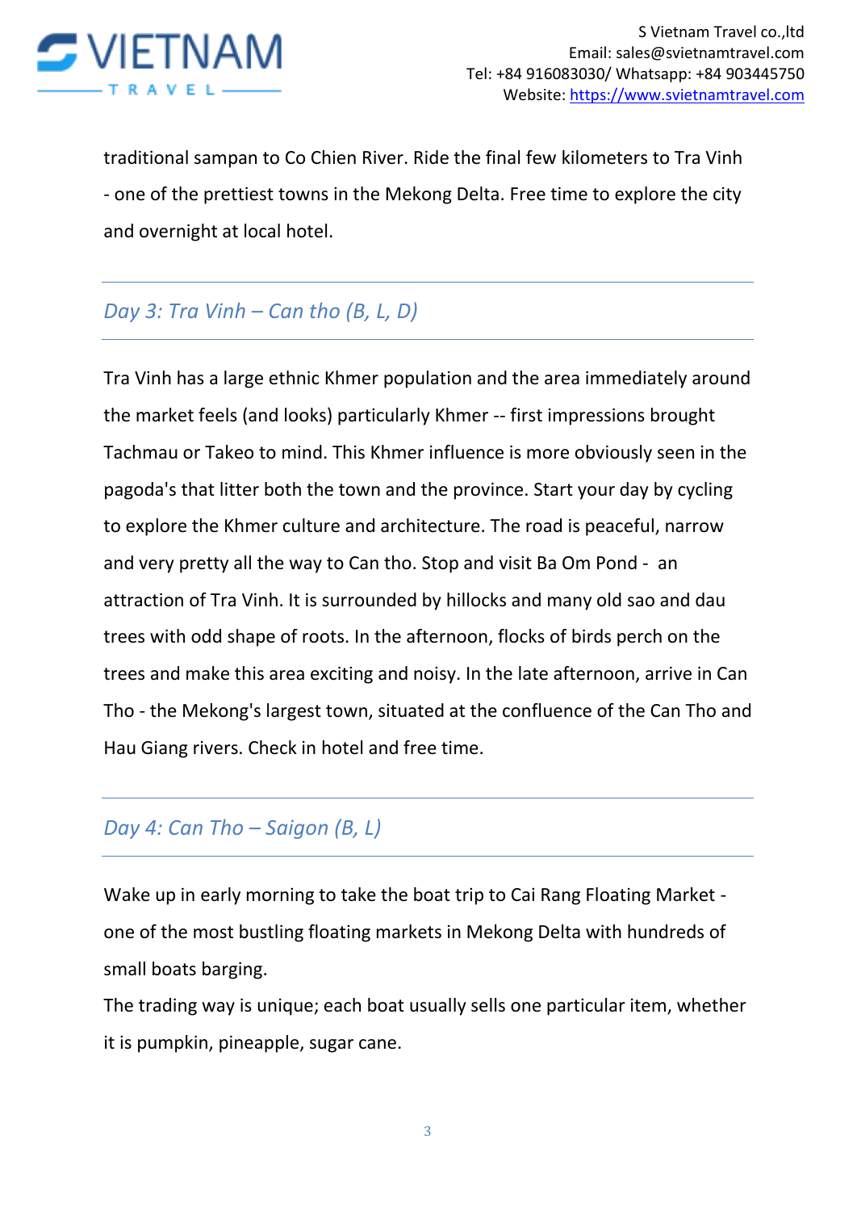traditional sampan to Co Chien River. Ride the final few kilometers to Tra Vinh - one of the prettiest towns in the Mekong Delta. Free time to explore the city and overnight at local hotel.

## *Day 3: Tra Vinh – Can tho (B, L, D)*

Tra Vinh has a large ethnic Khmer population and the area immediately around the market feels (and looks) particularly Khmer -- first impressions brought Tachmau or Takeo to mind. This Khmer influence is more obviously seen in the pagoda's that litter both the town and the province. Start your day by cycling to explore the Khmer culture and architecture. The road is peaceful, narrow and very pretty all the way to Can tho. Stop and visit Ba Om Pond - an attraction of Tra Vinh. It is surrounded by hillocks and many old sao and dau trees with odd shape of roots. In the afternoon, flocks of birds perch on the trees and make this area exciting and noisy. In the late afternoon, arrive in Can Tho - the Mekong's largest town, situated at the confluence of the Can Tho and Hau Giang rivers. Check in hotel and free time.

## *Day 4: Can Tho – Saigon (B, L)*

Wake up in early morning to take the boat trip to Cai Rang Floating Market - one of the most bustling floating markets in Mekong Delta with hundreds of small boats barging.

The trading way is unique; each boat usually sells one particular item, whether it is pumpkin, pineapple, sugar cane.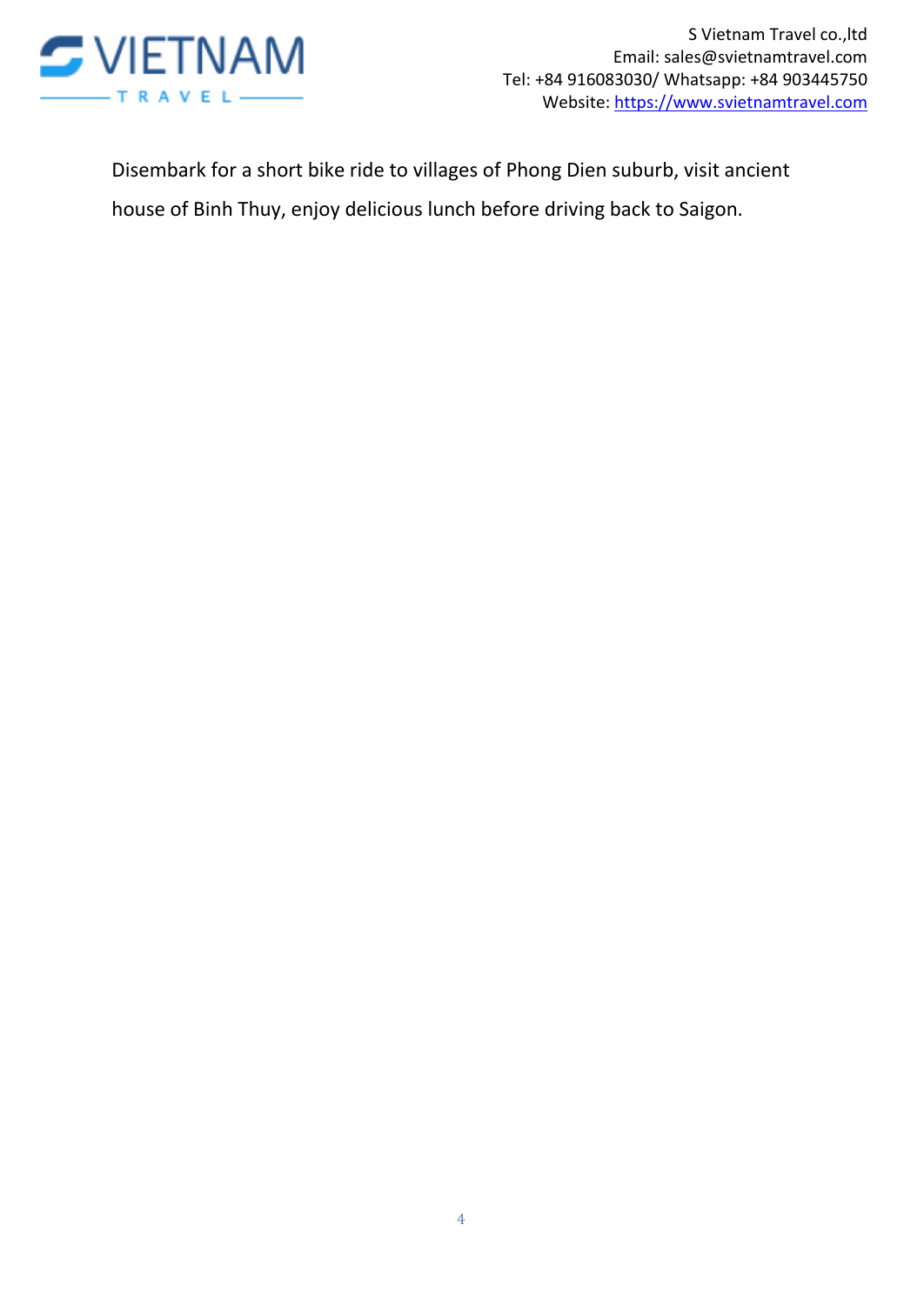Disembark for a short bike ride to villages of Phong Dien suburb, visit ancient house of Binh Thuy, enjoy delicious lunch before driving back to Saigon.